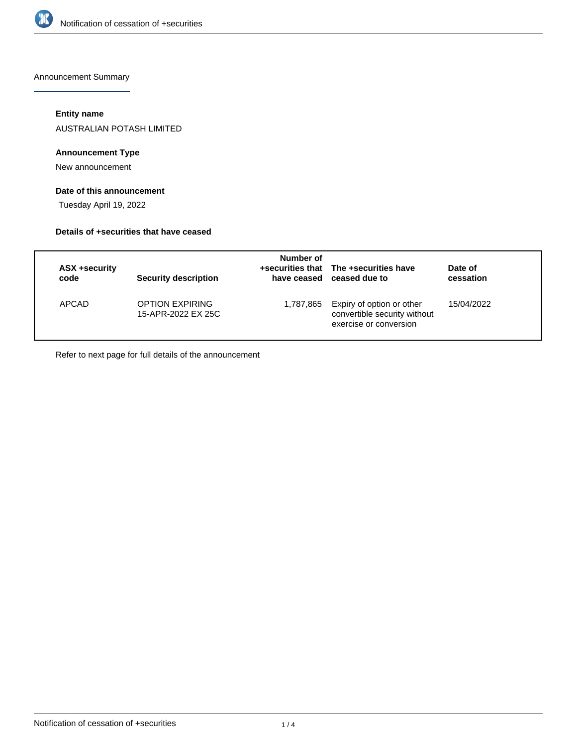Announcement Summary

### Entity name

AUSTRALIAN POTASH LIMITED

### Announcement Type

New announcement

### Date of this announcement

Tuesday April 19, 2022

### Details of +securities that have ceased

| ASX +security code | Security description | Number of +securities that have ceased | The +securities have ceased due to | Date of cessation |
|---|---|---|---|---|
| APCAD | OPTION EXPIRING 15-APR-2022 EX 25C | 1,787,865 | Expiry of option or other convertible security without exercise or conversion | 15/04/2022 |

Refer to next page for full details of the announcement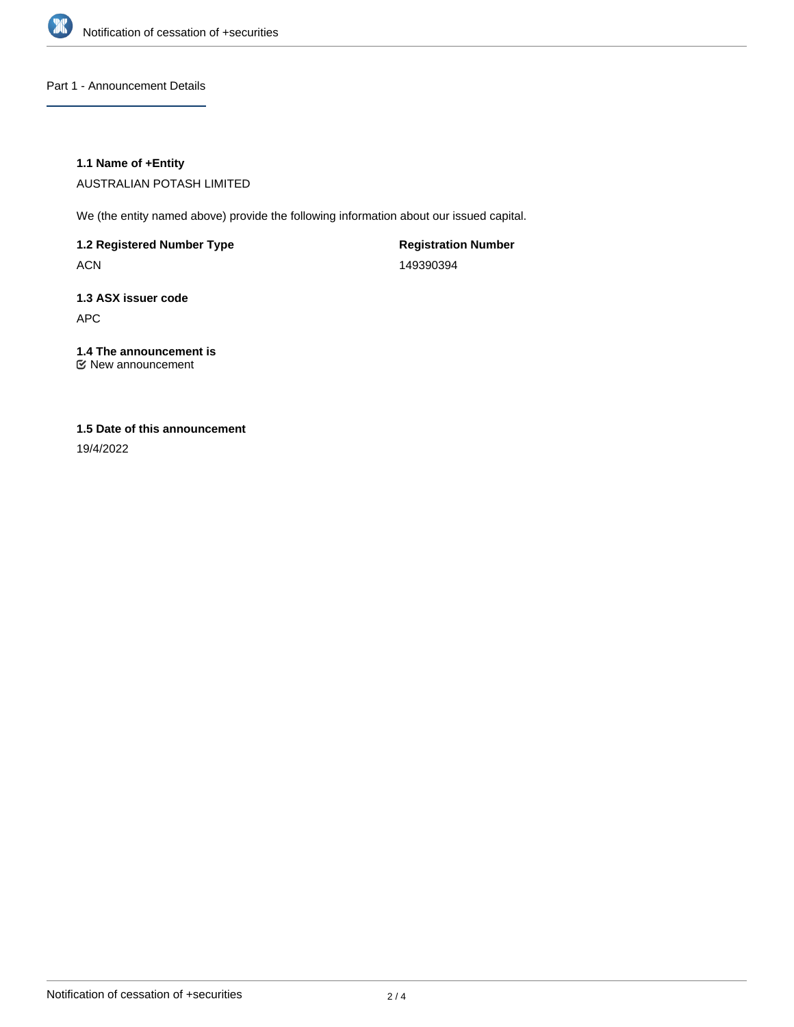## Part 1 - Announcement Details

### 1.1 Name of +Entity

AUSTRALIAN POTASH LIMITED

We (the entity named above) provide the following information about our issued capital.

| **1.2 Registered Number Type** | **Registration Number** |
| --- | --- |
| ACN | 149390394 |

### 1.3 ASX issuer code

APC

### 1.4 The announcement is

☑ New announcement

### 1.5 Date of this announcement

19/4/2022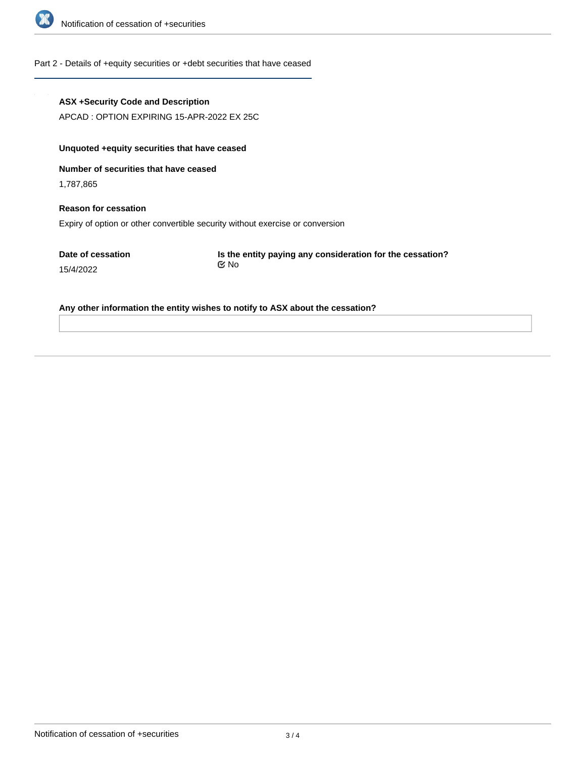## Part 2 - Details of +equity securities or +debt securities that have ceased

**ASX +Security Code and Description**

APCAD : OPTION EXPIRING 15-APR-2022 EX 25C

**Unquoted +equity securities that have ceased**

**Number of securities that have ceased**

1,787,865

**Reason for cessation**

Expiry of option or other convertible security without exercise or conversion

**Date of cessation**

15/4/2022

**Is the entity paying any consideration for the cessation?**

No

**Any other information the entity wishes to notify to ASX about the cessation?**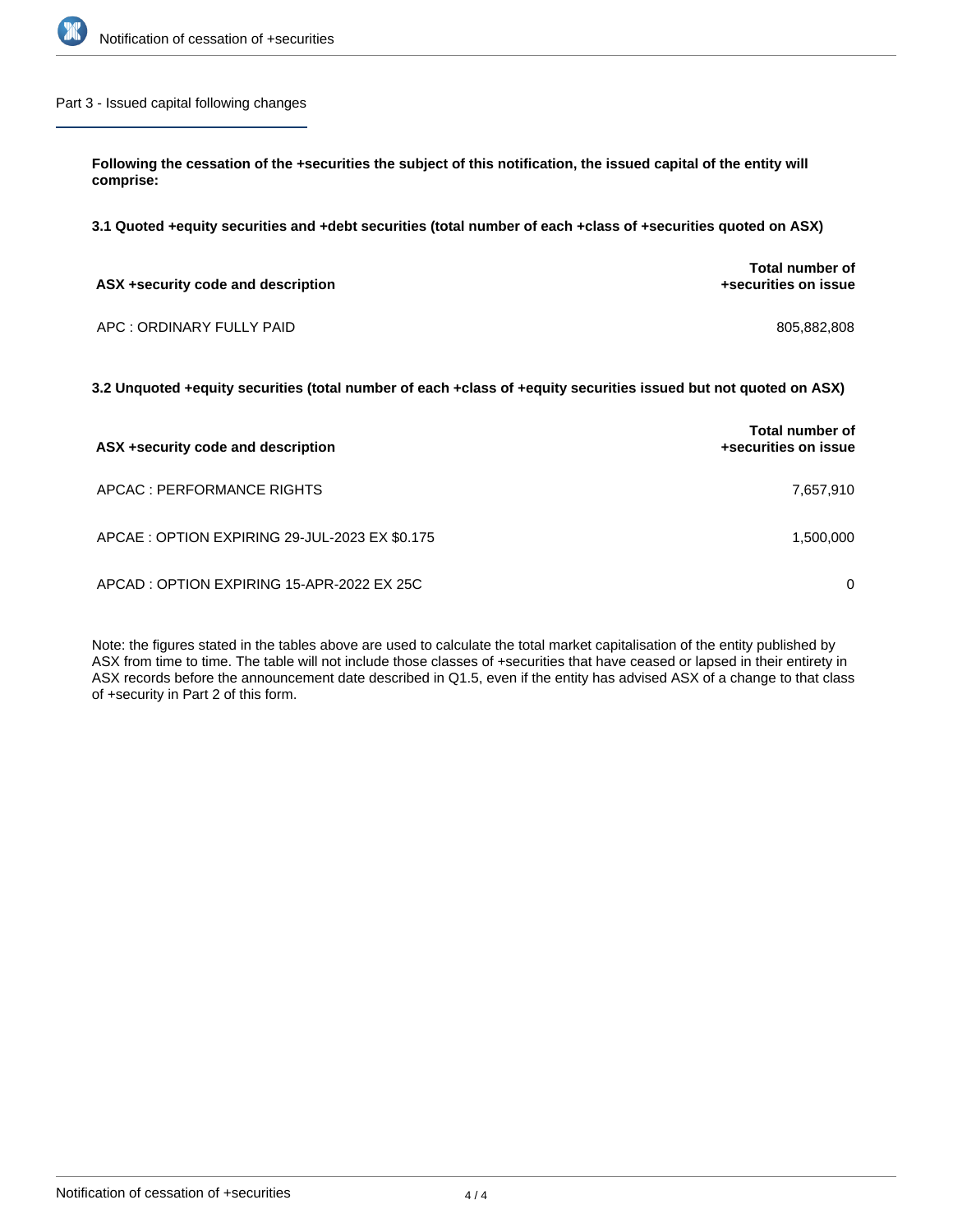## Part 3 - Issued capital following changes

**Following the cessation of the +securities the subject of this notification, the issued capital of the entity will comprise:**

**3.1 Quoted +equity securities and +debt securities (total number of each +class of +securities quoted on ASX)**

| ASX +security code and description | Total number of +securities on issue |
| --- | --- |
| APC : ORDINARY FULLY PAID | 805,882,808 |

**3.2 Unquoted +equity securities (total number of each +class of +equity securities issued but not quoted on ASX)**

| ASX +security code and description | Total number of +securities on issue |
| --- | --- |
| APCAC : PERFORMANCE RIGHTS | 7,657,910 |
| APCAE : OPTION EXPIRING 29-JUL-2023 EX $0.175 | 1,500,000 |
| APCAD : OPTION EXPIRING 15-APR-2022 EX 25C | 0 |

Note: the figures stated in the tables above are used to calculate the total market capitalisation of the entity published by ASX from time to time. The table will not include those classes of +securities that have ceased or lapsed in their entirety in ASX records before the announcement date described in Q1.5, even if the entity has advised ASX of a change to that class of +security in Part 2 of this form.